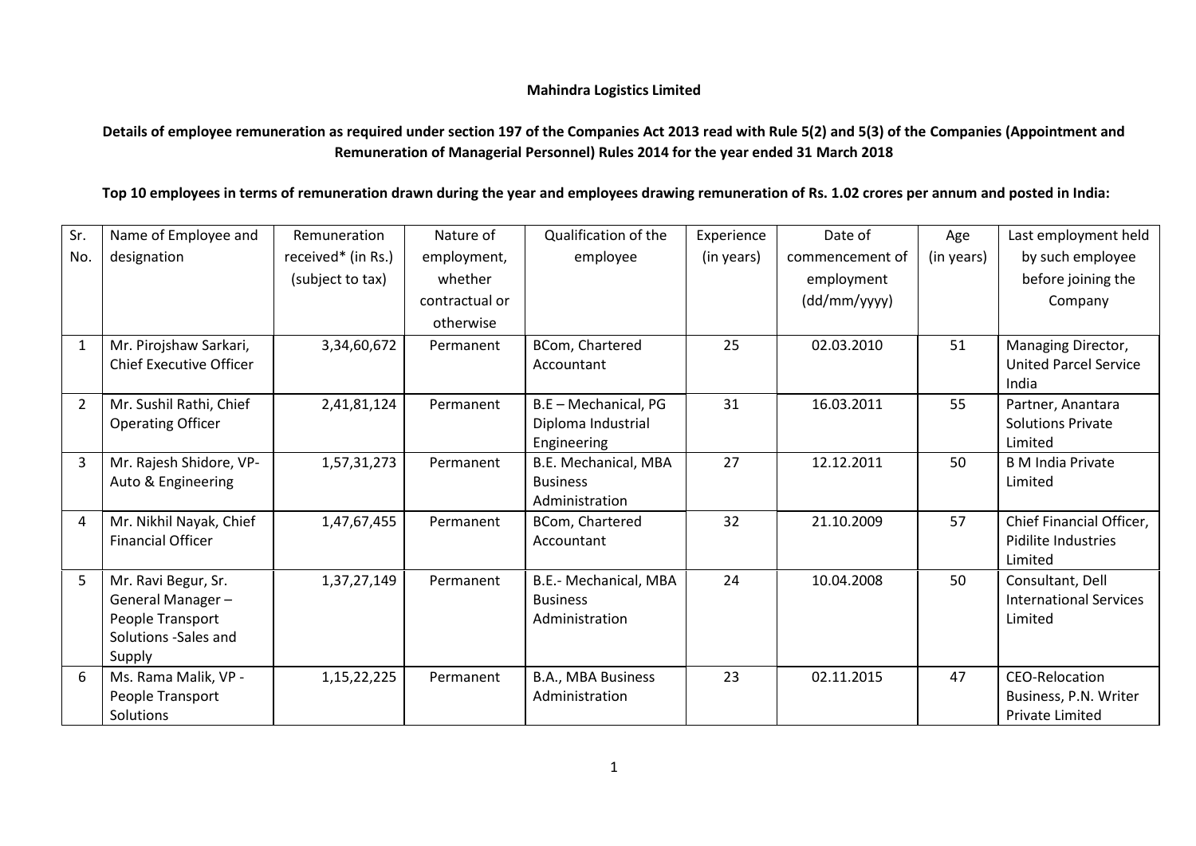**Mahindra Logistics Limited**

**Details of employee remuneration as required under section 197 of the Companies Act 2013 read with Rule 5(2) and 5(3) of the Companies (Appointment and Remuneration of Managerial Personnel) Rules 2014 for the year ended 31 March 2018**

**Top 10 employees in terms of remuneration drawn during the year and employees drawing remuneration of Rs. 1.02 crores per annum and posted in India:**

| Sr. No. | Name of Employee and designation | Remuneration received* (in Rs.) (subject to tax) | Nature of employment, whether contractual or otherwise | Qualification of the employee | Experience (in years) | Date of commencement of employment (dd/mm/yyyy) | Age (in years) | Last employment held by such employee before joining the Company |
|---|---|---|---|---|---|---|---|---|
| 1 | Mr. Pirojshaw Sarkari, Chief Executive Officer | 3,34,60,672 | Permanent | BCom, Chartered Accountant | 25 | 02.03.2010 | 51 | Managing Director, United Parcel Service India |
| 2 | Mr. Sushil Rathi, Chief Operating Officer | 2,41,81,124 | Permanent | B.E – Mechanical, PG Diploma Industrial Engineering | 31 | 16.03.2011 | 55 | Partner, Anantara Solutions Private Limited |
| 3 | Mr. Rajesh Shidore, VP-Auto & Engineering | 1,57,31,273 | Permanent | B.E. Mechanical, MBA Business Administration | 27 | 12.12.2011 | 50 | B M India Private Limited |
| 4 | Mr. Nikhil Nayak, Chief Financial Officer | 1,47,67,455 | Permanent | BCom, Chartered Accountant | 32 | 21.10.2009 | 57 | Chief Financial Officer, Pidilite Industries Limited |
| 5 | Mr. Ravi Begur, Sr. General Manager – People Transport Solutions -Sales and Supply | 1,37,27,149 | Permanent | B.E.- Mechanical, MBA Business Administration | 24 | 10.04.2008 | 50 | Consultant, Dell International Services Limited |
| 6 | Ms. Rama Malik, VP - People Transport Solutions | 1,15,22,225 | Permanent | B.A., MBA Business Administration | 23 | 02.11.2015 | 47 | CEO-Relocation Business, P.N. Writer Private Limited |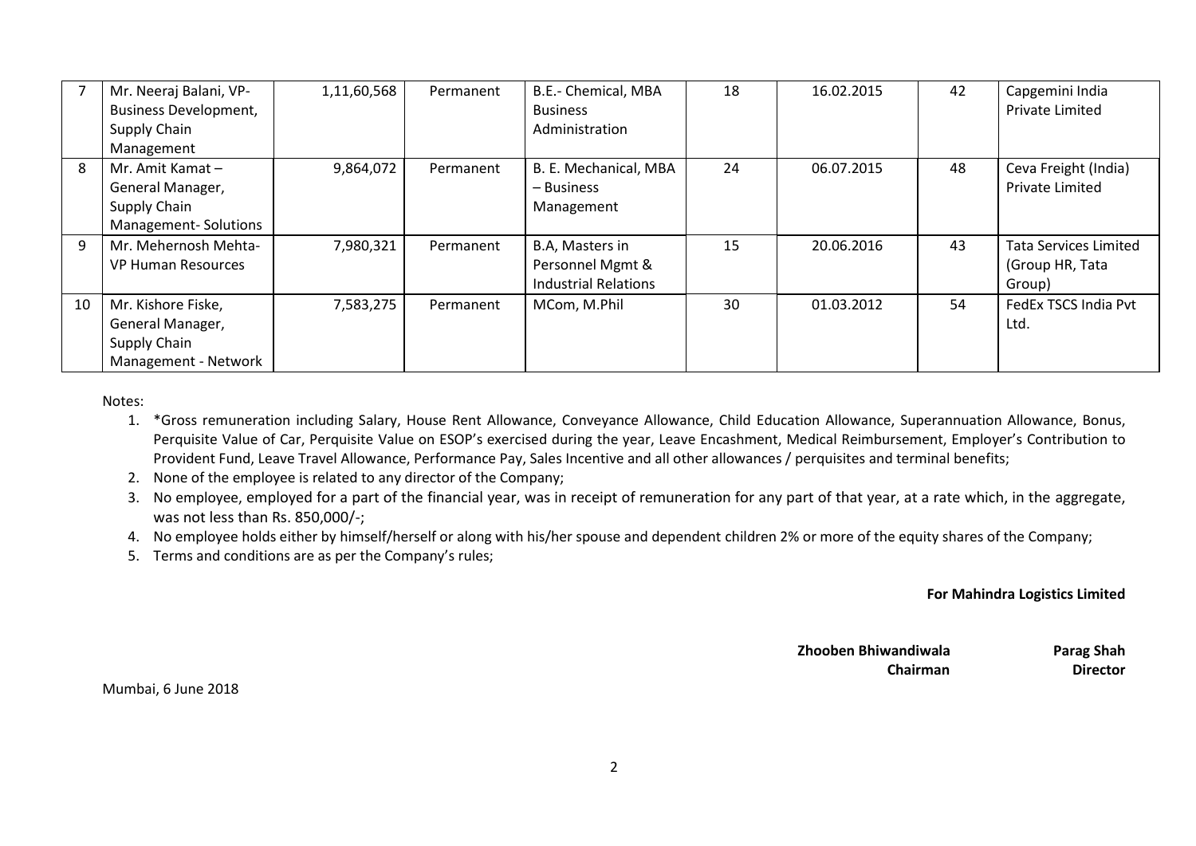| | | | | | | | | |
|---|---|---|---|---|---|---|---|---|
| 7 | Mr. Neeraj Balani, VP-Business Development, Supply Chain Management | 1,11,60,568 | Permanent | B.E.- Chemical, MBA Business Administration | 18 | 16.02.2015 | 42 | Capgemini India Private Limited |
| 8 | Mr. Amit Kamat – General Manager, Supply Chain Management- Solutions | 9,864,072 | Permanent | B. E. Mechanical, MBA – Business Management | 24 | 06.07.2015 | 48 | Ceva Freight (India) Private Limited |
| 9 | Mr. Mehernosh Mehta-VP Human Resources | 7,980,321 | Permanent | B.A, Masters in Personnel Mgmt & Industrial Relations | 15 | 20.06.2016 | 43 | Tata Services Limited (Group HR, Tata Group) |
| 10 | Mr. Kishore Fiske, General Manager, Supply Chain Management - Network | 7,583,275 | Permanent | MCom, M.Phil | 30 | 01.03.2012 | 54 | FedEx TSCS India Pvt Ltd. |

Notes:

1. *Gross remuneration including Salary, House Rent Allowance, Conveyance Allowance, Child Education Allowance, Superannuation Allowance, Bonus, Perquisite Value of Car, Perquisite Value on ESOP's exercised during the year, Leave Encashment, Medical Reimbursement, Employer's Contribution to Provident Fund, Leave Travel Allowance, Performance Pay, Sales Incentive and all other allowances / perquisites and terminal benefits;
2. None of the employee is related to any director of the Company;
3. No employee, employed for a part of the financial year, was in receipt of remuneration for any part of that year, at a rate which, in the aggregate, was not less than Rs. 850,000/-;
4. No employee holds either by himself/herself or along with his/her spouse and dependent children 2% or more of the equity shares of the Company;
5. Terms and conditions are as per the Company's rules;

**For Mahindra Logistics Limited**

**Zhooben Bhiwandiwala**
**Chairman**

**Parag Shah**
**Director**

Mumbai, 6 June 2018